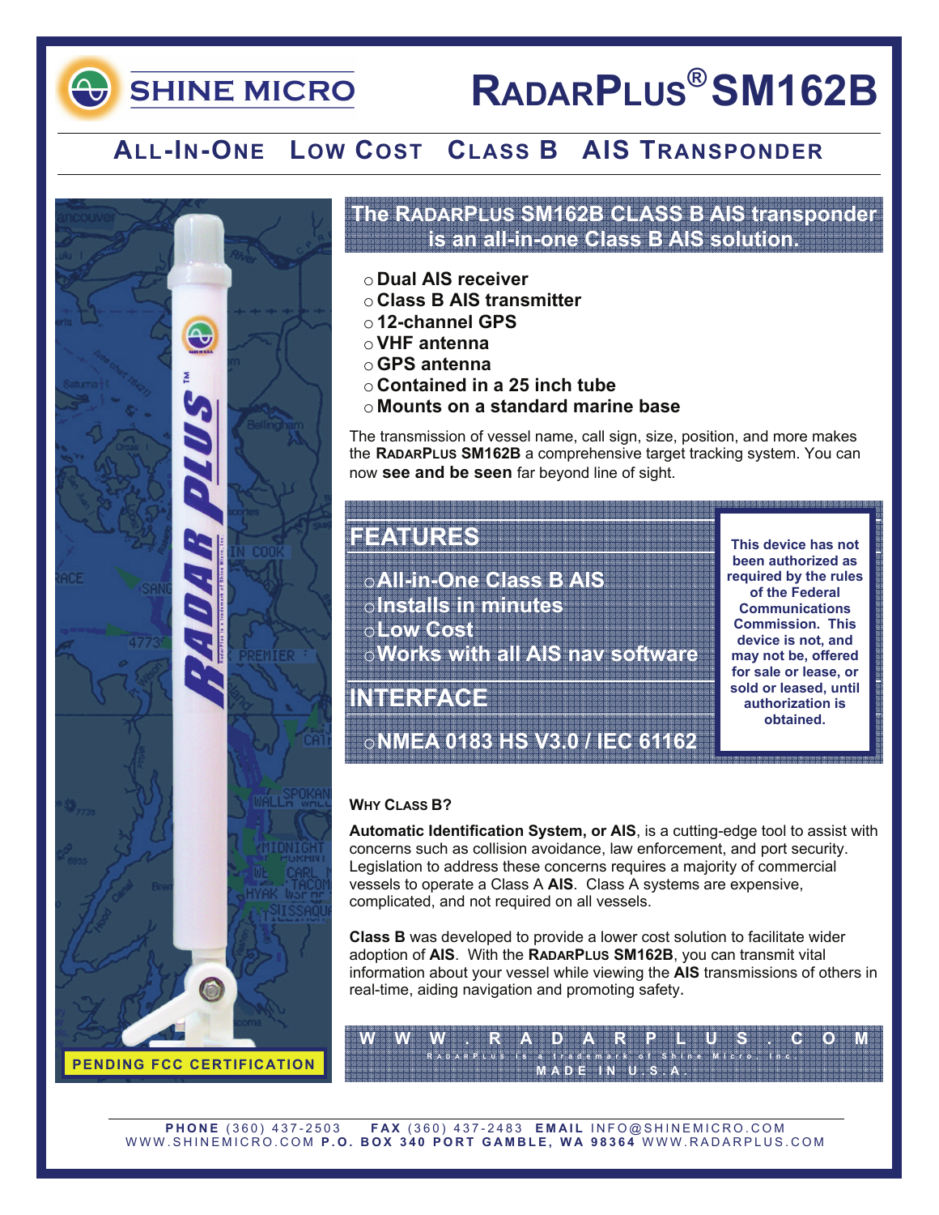# SHINE MICRO

# RADARPLUS® SM162B

## ALL-IN-ONE LOW COST CLASS B AIS TRANSPONDER

PENDING FCC CERTIFICATION

**The RADARPLUS SM162B CLASS B AIS transponder is an all-in-one Class B AIS solution.**

- **Dual AIS receiver**
- **Class B AIS transmitter**
- **12-channel GPS**
- **VHF antenna**
- **GPS antenna**
- **Contained in a 25 inch tube**
- **Mounts on a standard marine base**

The transmission of vessel name, call sign, size, position, and more makes the **RADARPLUS SM162B** a comprehensive target tracking system. You can now **see and be seen** far beyond line of sight.

## FEATURES

- All-in-One Class B AIS
- Installs in minutes
- Low Cost
- Works with all AIS nav software

## INTERFACE

- NMEA 0183 HS V3.0 / IEC 61162

**This device has not been authorized as required by the rules of the Federal Communications Commission. This device is not, and may not be, offered for sale or lease, or sold or leased, until authorization is obtained.**

### WHY CLASS B?

**Automatic Identification System, or AIS**, is a cutting-edge tool to assist with concerns such as collision avoidance, law enforcement, and port security. Legislation to address these concerns requires a majority of commercial vessels to operate a Class A **AIS**. Class A systems are expensive, complicated, and not required on all vessels.

**Class B** was developed to provide a lower cost solution to facilitate wider adoption of **AIS**. With the **RADARPLUS SM162B**, you can transmit vital information about your vessel while viewing the **AIS** transmissions of others in real-time, aiding navigation and promoting safety.

**WWW.RADARPLUS.COM**

RadarPlus is a trademark of Shine Micro, Inc.

MADE IN U.S.A.

**PHONE** (360) 437-2503 **FAX** (360) 437-2483 **EMAIL** INFO@SHINEMICRO.COM
WWW.SHINEMICRO.COM **P.O. BOX 340 PORT GAMBLE, WA 98364** WWW.RADARPLUS.COM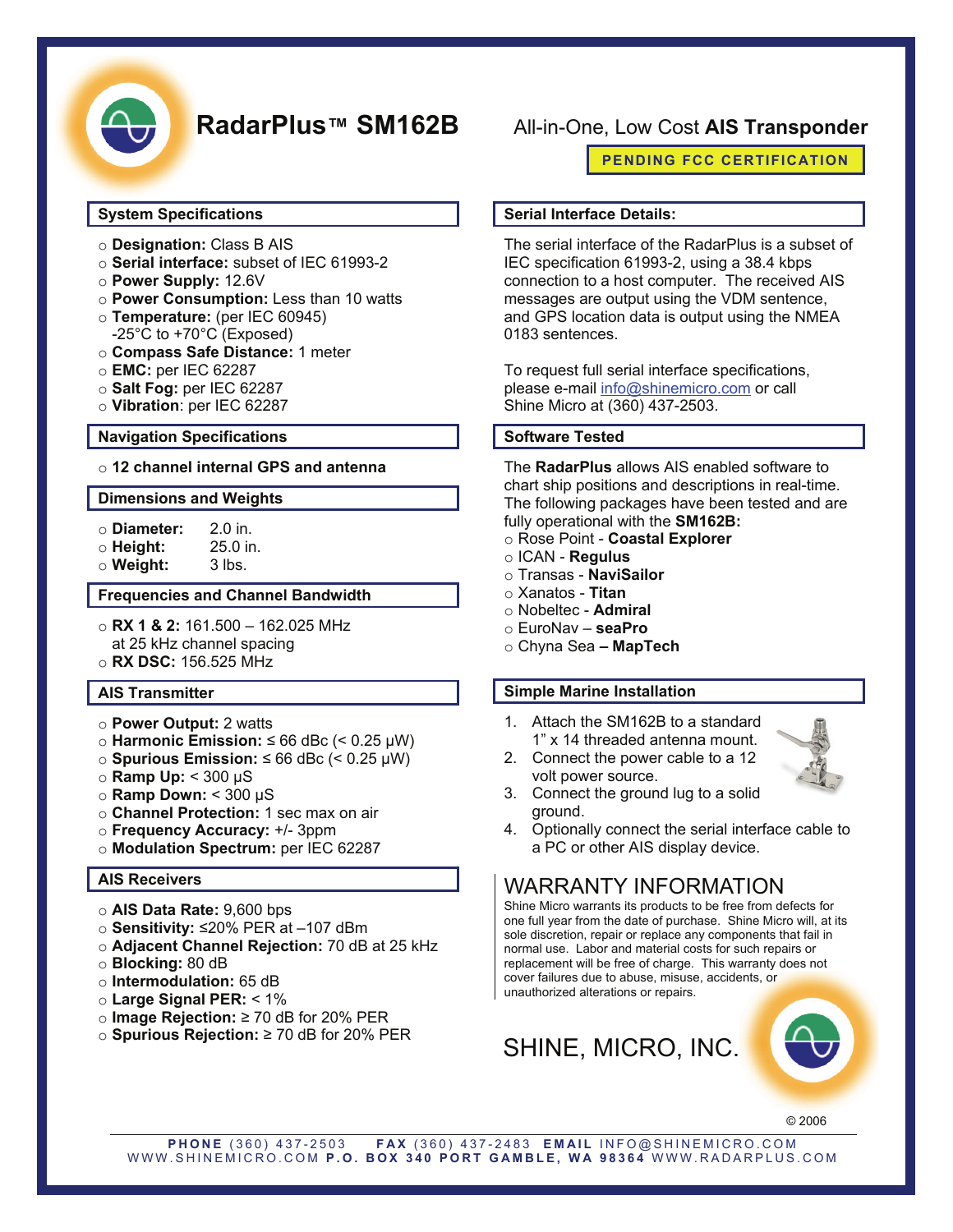# RadarPlus™ SM162B

All-in-One, Low Cost **AIS Transponder**

**PENDING FCC CERTIFICATION**

## System Specifications

- **Designation:** Class B AIS
- **Serial interface:** subset of IEC 61993-2
- **Power Supply:** 12.6V
- **Power Consumption:** Less than 10 watts
- **Temperature:** (per IEC 60945) -25°C to +70°C (Exposed)
- **Compass Safe Distance:** 1 meter
- **EMC:** per IEC 62287
- **Salt Fog:** per IEC 62287
- **Vibration**: per IEC 62287

## Navigation Specifications

- **12 channel internal GPS and antenna**

## Dimensions and Weights

- **Diameter:** 2.0 in.
- **Height:** 25.0 in.
- **Weight:** 3 lbs.

## Frequencies and Channel Bandwidth

- **RX 1 & 2:** 161.500 – 162.025 MHz at 25 kHz channel spacing
- **RX DSC:** 156.525 MHz

## AIS Transmitter

- **Power Output:** 2 watts
- **Harmonic Emission:** ≤ 66 dBc (< 0.25 µW)
- **Spurious Emission:** ≤ 66 dBc (< 0.25 µW)
- **Ramp Up:** < 300 µS
- **Ramp Down:** < 300 µS
- **Channel Protection:** 1 sec max on air
- **Frequency Accuracy:** +/- 3ppm
- **Modulation Spectrum:** per IEC 62287

## AIS Receivers

- **AIS Data Rate:** 9,600 bps
- **Sensitivity:** ≤20% PER at –107 dBm
- **Adjacent Channel Rejection:** 70 dB at 25 kHz
- **Blocking:** 80 dB
- **Intermodulation:** 65 dB
- **Large Signal PER:** < 1%
- **Image Rejection:** ≥ 70 dB for 20% PER
- **Spurious Rejection:** ≥ 70 dB for 20% PER

## Serial Interface Details:

The serial interface of the RadarPlus is a subset of IEC specification 61993-2, using a 38.4 kbps connection to a host computer. The received AIS messages are output using the VDM sentence, and GPS location data is output using the NMEA 0183 sentences.

To request full serial interface specifications, please e-mail info@shinemicro.com or call Shine Micro at (360) 437-2503.

## Software Tested

The **RadarPlus** allows AIS enabled software to chart ship positions and descriptions in real-time. The following packages have been tested and are fully operational with the **SM162B:**

- Rose Point - **Coastal Explorer**
- ICAN - **Regulus**
- Transas - **NaviSailor**
- Xanatos - **Titan**
- Nobeltec - **Admiral**
- EuroNav – **seaPro**
- Chyna Sea **– MapTech**

## Simple Marine Installation

1. Attach the SM162B to a standard 1" x 14 threaded antenna mount.
2. Connect the power cable to a 12 volt power source.
3. Connect the ground lug to a solid ground.
4. Optionally connect the serial interface cable to a PC or other AIS display device.

## WARRANTY INFORMATION

Shine Micro warrants its products to be free from defects for one full year from the date of purchase. Shine Micro will, at its sole discretion, repair or replace any components that fail in normal use. Labor and material costs for such repairs or replacement will be free of charge. This warranty does not cover failures due to abuse, misuse, accidents, or unauthorized alterations or repairs.

SHINE, MICRO, INC.

© 2006

**PHONE** (360) 437-2503 **FAX** (360) 437-2483 **EMAIL** INFO@SHINEMICRO.COM
WWW.SHINEMICRO.COM **P.O. BOX 340 PORT GAMBLE, WA 98364** WWW.RADARPLUS.COM